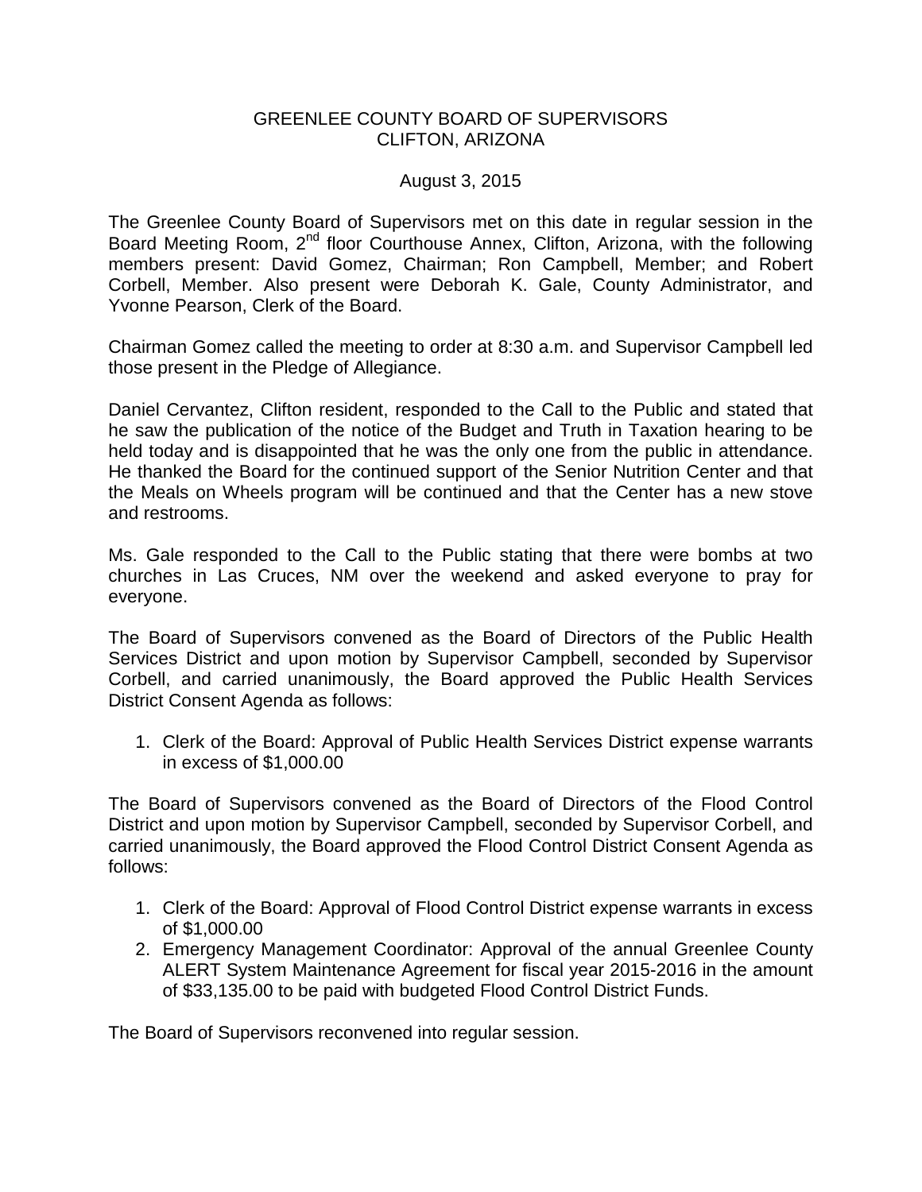# GREENLEE COUNTY BOARD OF SUPERVISORS
# CLIFTON, ARIZONA

August 3, 2015

The Greenlee County Board of Supervisors met on this date in regular session in the Board Meeting Room, 2nd floor Courthouse Annex, Clifton, Arizona, with the following members present: David Gomez, Chairman; Ron Campbell, Member; and Robert Corbell, Member. Also present were Deborah K. Gale, County Administrator, and Yvonne Pearson, Clerk of the Board.

Chairman Gomez called the meeting to order at 8:30 a.m. and Supervisor Campbell led those present in the Pledge of Allegiance.

Daniel Cervantez, Clifton resident, responded to the Call to the Public and stated that he saw the publication of the notice of the Budget and Truth in Taxation hearing to be held today and is disappointed that he was the only one from the public in attendance. He thanked the Board for the continued support of the Senior Nutrition Center and that the Meals on Wheels program will be continued and that the Center has a new stove and restrooms.

Ms. Gale responded to the Call to the Public stating that there were bombs at two churches in Las Cruces, NM over the weekend and asked everyone to pray for everyone.

The Board of Supervisors convened as the Board of Directors of the Public Health Services District and upon motion by Supervisor Campbell, seconded by Supervisor Corbell, and carried unanimously, the Board approved the Public Health Services District Consent Agenda as follows:

1. Clerk of the Board: Approval of Public Health Services District expense warrants in excess of $1,000.00

The Board of Supervisors convened as the Board of Directors of the Flood Control District and upon motion by Supervisor Campbell, seconded by Supervisor Corbell, and carried unanimously, the Board approved the Flood Control District Consent Agenda as follows:

1. Clerk of the Board: Approval of Flood Control District expense warrants in excess of $1,000.00
2. Emergency Management Coordinator: Approval of the annual Greenlee County ALERT System Maintenance Agreement for fiscal year 2015-2016 in the amount of $33,135.00 to be paid with budgeted Flood Control District Funds.

The Board of Supervisors reconvened into regular session.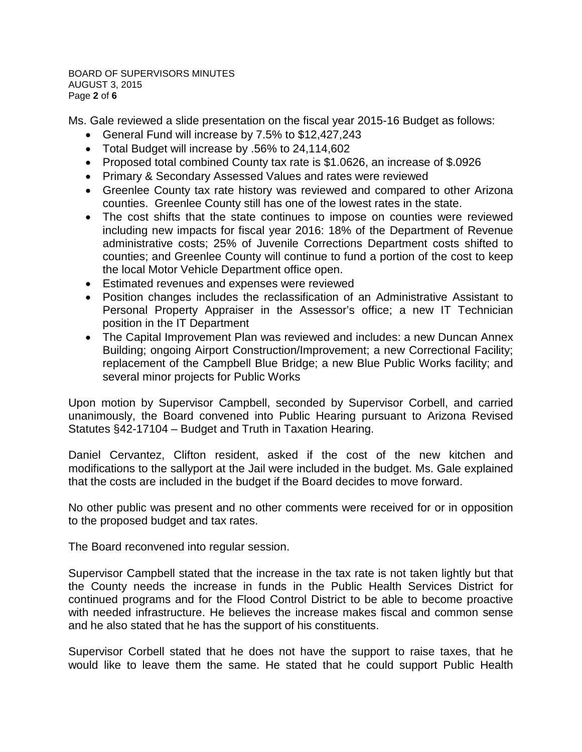Ms. Gale reviewed a slide presentation on the fiscal year 2015-16 Budget as follows:

- General Fund will increase by 7.5% to $12,427,243
- Total Budget will increase by .56% to 24,114,602
- Proposed total combined County tax rate is $1.0626, an increase of $.0926
- Primary & Secondary Assessed Values and rates were reviewed
- Greenlee County tax rate history was reviewed and compared to other Arizona counties. Greenlee County still has one of the lowest rates in the state.
- The cost shifts that the state continues to impose on counties were reviewed including new impacts for fiscal year 2016: 18% of the Department of Revenue administrative costs; 25% of Juvenile Corrections Department costs shifted to counties; and Greenlee County will continue to fund a portion of the cost to keep the local Motor Vehicle Department office open.
- Estimated revenues and expenses were reviewed
- Position changes includes the reclassification of an Administrative Assistant to Personal Property Appraiser in the Assessor's office; a new IT Technician position in the IT Department
- The Capital Improvement Plan was reviewed and includes: a new Duncan Annex Building; ongoing Airport Construction/Improvement; a new Correctional Facility; replacement of the Campbell Blue Bridge; a new Blue Public Works facility; and several minor projects for Public Works

Upon motion by Supervisor Campbell, seconded by Supervisor Corbell, and carried unanimously, the Board convened into Public Hearing pursuant to Arizona Revised Statutes §42-17104 – Budget and Truth in Taxation Hearing.

Daniel Cervantez, Clifton resident, asked if the cost of the new kitchen and modifications to the sallyport at the Jail were included in the budget. Ms. Gale explained that the costs are included in the budget if the Board decides to move forward.

No other public was present and no other comments were received for or in opposition to the proposed budget and tax rates.

The Board reconvened into regular session.

Supervisor Campbell stated that the increase in the tax rate is not taken lightly but that the County needs the increase in funds in the Public Health Services District for continued programs and for the Flood Control District to be able to become proactive with needed infrastructure. He believes the increase makes fiscal and common sense and he also stated that he has the support of his constituents.

Supervisor Corbell stated that he does not have the support to raise taxes, that he would like to leave them the same. He stated that he could support Public Health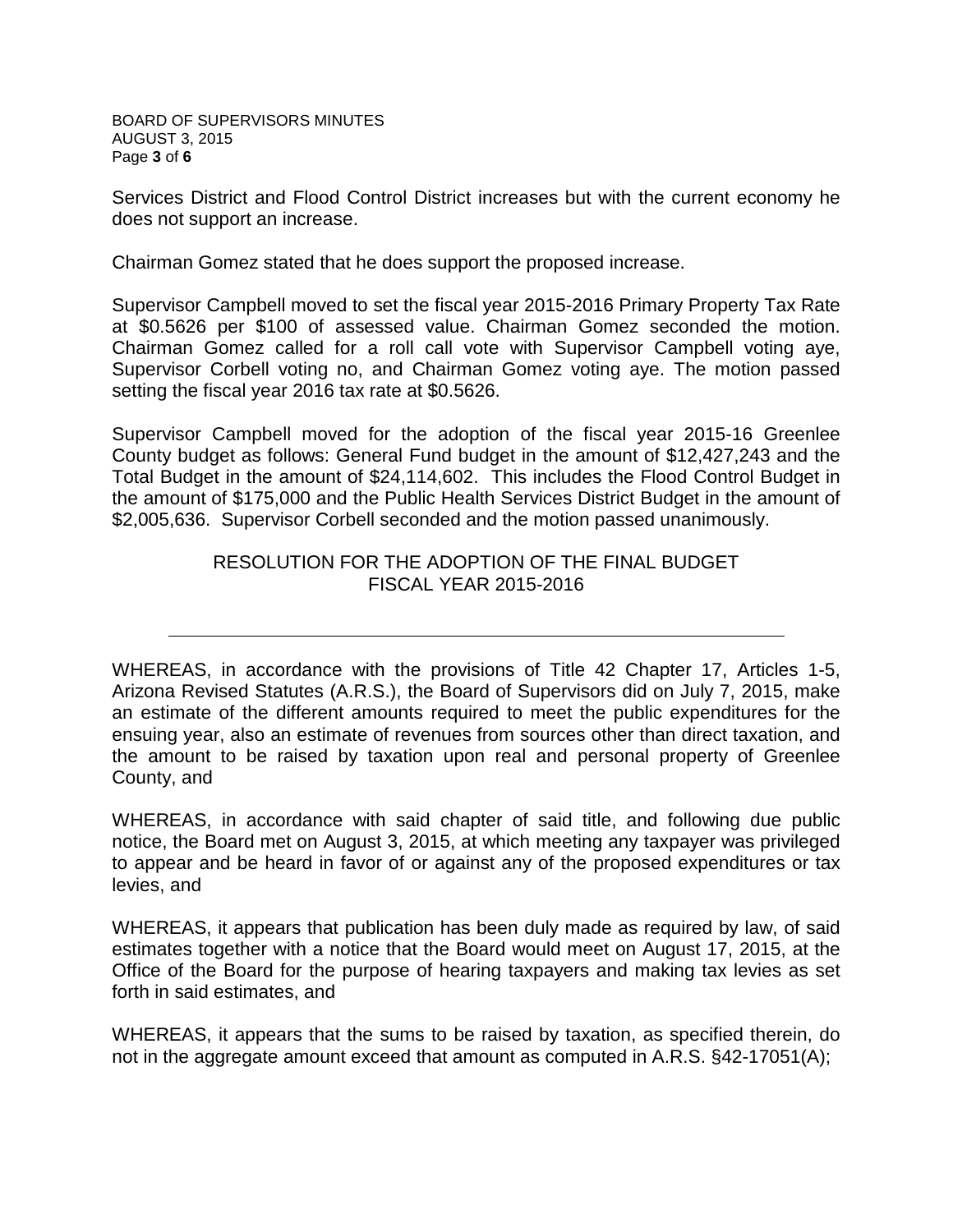Services District and Flood Control District increases but with the current economy he does not support an increase.

Chairman Gomez stated that he does support the proposed increase.

Supervisor Campbell moved to set the fiscal year 2015-2016 Primary Property Tax Rate at $0.5626 per $100 of assessed value. Chairman Gomez seconded the motion. Chairman Gomez called for a roll call vote with Supervisor Campbell voting aye, Supervisor Corbell voting no, and Chairman Gomez voting aye. The motion passed setting the fiscal year 2016 tax rate at $0.5626.

Supervisor Campbell moved for the adoption of the fiscal year 2015-16 Greenlee County budget as follows: General Fund budget in the amount of $12,427,243 and the Total Budget in the amount of $24,114,602. This includes the Flood Control Budget in the amount of $175,000 and the Public Health Services District Budget in the amount of $2,005,636. Supervisor Corbell seconded and the motion passed unanimously.

## RESOLUTION FOR THE ADOPTION OF THE FINAL BUDGET FISCAL YEAR 2015-2016

---

WHEREAS, in accordance with the provisions of Title 42 Chapter 17, Articles 1-5, Arizona Revised Statutes (A.R.S.), the Board of Supervisors did on July 7, 2015, make an estimate of the different amounts required to meet the public expenditures for the ensuing year, also an estimate of revenues from sources other than direct taxation, and the amount to be raised by taxation upon real and personal property of Greenlee County, and

WHEREAS, in accordance with said chapter of said title, and following due public notice, the Board met on August 3, 2015, at which meeting any taxpayer was privileged to appear and be heard in favor of or against any of the proposed expenditures or tax levies, and

WHEREAS, it appears that publication has been duly made as required by law, of said estimates together with a notice that the Board would meet on August 17, 2015, at the Office of the Board for the purpose of hearing taxpayers and making tax levies as set forth in said estimates, and

WHEREAS, it appears that the sums to be raised by taxation, as specified therein, do not in the aggregate amount exceed that amount as computed in A.R.S. §42-17051(A);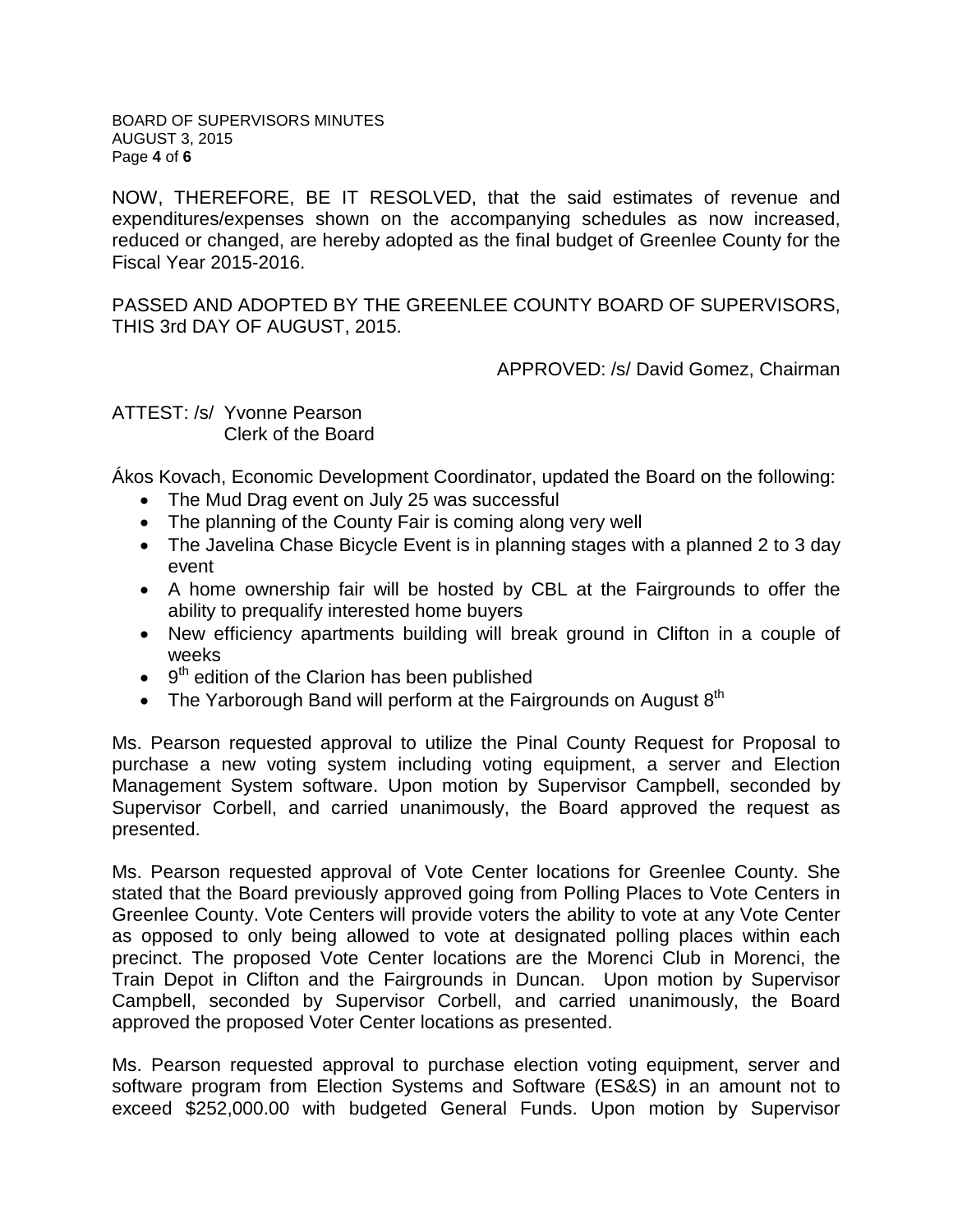NOW, THEREFORE, BE IT RESOLVED, that the said estimates of revenue and expenditures/expenses shown on the accompanying schedules as now increased, reduced or changed, are hereby adopted as the final budget of Greenlee County for the Fiscal Year 2015-2016.

PASSED AND ADOPTED BY THE GREENLEE COUNTY BOARD OF SUPERVISORS, THIS 3rd DAY OF AUGUST, 2015.

APPROVED: /s/ David Gomez, Chairman

ATTEST: /s/ Yvonne Pearson
Clerk of the Board

Ákos Kovach, Economic Development Coordinator, updated the Board on the following:

- The Mud Drag event on July 25 was successful
- The planning of the County Fair is coming along very well
- The Javelina Chase Bicycle Event is in planning stages with a planned 2 to 3 day event
- A home ownership fair will be hosted by CBL at the Fairgrounds to offer the ability to prequalify interested home buyers
- New efficiency apartments building will break ground in Clifton in a couple of weeks
- 9th edition of the Clarion has been published
- The Yarborough Band will perform at the Fairgrounds on August 8th

Ms. Pearson requested approval to utilize the Pinal County Request for Proposal to purchase a new voting system including voting equipment, a server and Election Management System software. Upon motion by Supervisor Campbell, seconded by Supervisor Corbell, and carried unanimously, the Board approved the request as presented.

Ms. Pearson requested approval of Vote Center locations for Greenlee County. She stated that the Board previously approved going from Polling Places to Vote Centers in Greenlee County. Vote Centers will provide voters the ability to vote at any Vote Center as opposed to only being allowed to vote at designated polling places within each precinct. The proposed Vote Center locations are the Morenci Club in Morenci, the Train Depot in Clifton and the Fairgrounds in Duncan. Upon motion by Supervisor Campbell, seconded by Supervisor Corbell, and carried unanimously, the Board approved the proposed Voter Center locations as presented.

Ms. Pearson requested approval to purchase election voting equipment, server and software program from Election Systems and Software (ES&S) in an amount not to exceed $252,000.00 with budgeted General Funds. Upon motion by Supervisor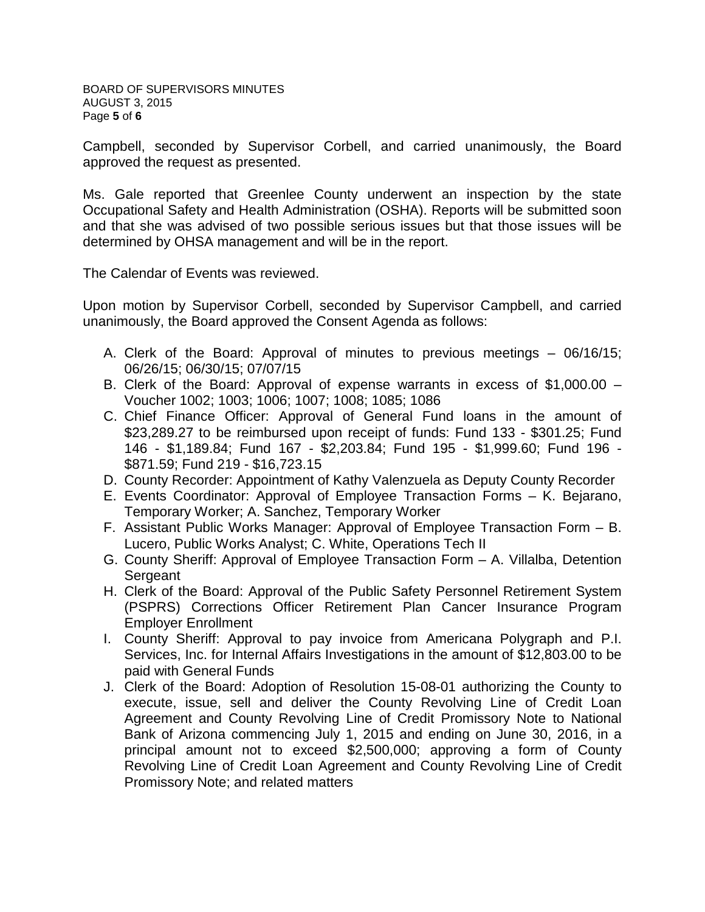Campbell, seconded by Supervisor Corbell, and carried unanimously, the Board approved the request as presented.

Ms. Gale reported that Greenlee County underwent an inspection by the state Occupational Safety and Health Administration (OSHA). Reports will be submitted soon and that she was advised of two possible serious issues but that those issues will be determined by OHSA management and will be in the report.

The Calendar of Events was reviewed.

Upon motion by Supervisor Corbell, seconded by Supervisor Campbell, and carried unanimously, the Board approved the Consent Agenda as follows:

A. Clerk of the Board: Approval of minutes to previous meetings – 06/16/15; 06/26/15; 06/30/15; 07/07/15
B. Clerk of the Board: Approval of expense warrants in excess of $1,000.00 – Voucher 1002; 1003; 1006; 1007; 1008; 1085; 1086
C. Chief Finance Officer: Approval of General Fund loans in the amount of $23,289.27 to be reimbursed upon receipt of funds: Fund 133 - $301.25; Fund 146 - $1,189.84; Fund 167 - $2,203.84; Fund 195 - $1,999.60; Fund 196 - $871.59; Fund 219 - $16,723.15
D. County Recorder: Appointment of Kathy Valenzuela as Deputy County Recorder
E. Events Coordinator: Approval of Employee Transaction Forms – K. Bejarano, Temporary Worker; A. Sanchez, Temporary Worker
F. Assistant Public Works Manager: Approval of Employee Transaction Form – B. Lucero, Public Works Analyst; C. White, Operations Tech II
G. County Sheriff: Approval of Employee Transaction Form – A. Villalba, Detention Sergeant
H. Clerk of the Board: Approval of the Public Safety Personnel Retirement System (PSPRS) Corrections Officer Retirement Plan Cancer Insurance Program Employer Enrollment
I. County Sheriff: Approval to pay invoice from Americana Polygraph and P.I. Services, Inc. for Internal Affairs Investigations in the amount of $12,803.00 to be paid with General Funds
J. Clerk of the Board: Adoption of Resolution 15-08-01 authorizing the County to execute, issue, sell and deliver the County Revolving Line of Credit Loan Agreement and County Revolving Line of Credit Promissory Note to National Bank of Arizona commencing July 1, 2015 and ending on June 30, 2016, in a principal amount not to exceed $2,500,000; approving a form of County Revolving Line of Credit Loan Agreement and County Revolving Line of Credit Promissory Note; and related matters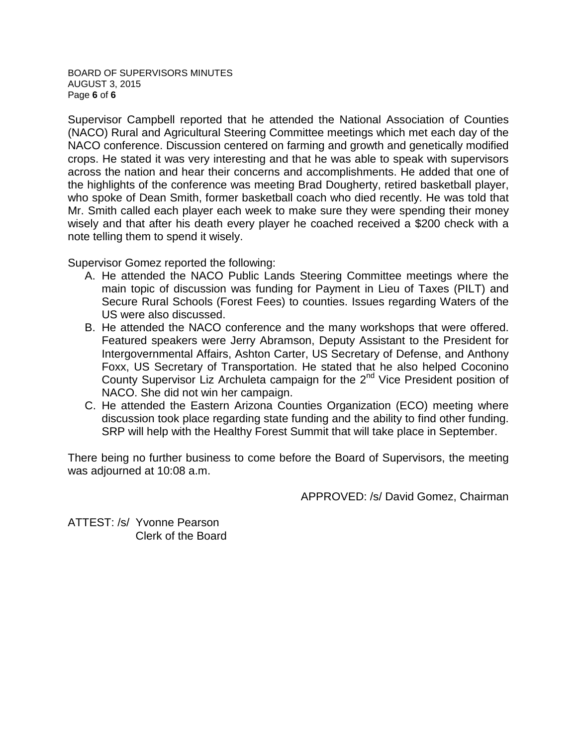Supervisor Campbell reported that he attended the National Association of Counties (NACO) Rural and Agricultural Steering Committee meetings which met each day of the NACO conference. Discussion centered on farming and growth and genetically modified crops. He stated it was very interesting and that he was able to speak with supervisors across the nation and hear their concerns and accomplishments. He added that one of the highlights of the conference was meeting Brad Dougherty, retired basketball player, who spoke of Dean Smith, former basketball coach who died recently. He was told that Mr. Smith called each player each week to make sure they were spending their money wisely and that after his death every player he coached received a $200 check with a note telling them to spend it wisely.

Supervisor Gomez reported the following:

A. He attended the NACO Public Lands Steering Committee meetings where the main topic of discussion was funding for Payment in Lieu of Taxes (PILT) and Secure Rural Schools (Forest Fees) to counties. Issues regarding Waters of the US were also discussed.
B. He attended the NACO conference and the many workshops that were offered. Featured speakers were Jerry Abramson, Deputy Assistant to the President for Intergovernmental Affairs, Ashton Carter, US Secretary of Defense, and Anthony Foxx, US Secretary of Transportation. He stated that he also helped Coconino County Supervisor Liz Archuleta campaign for the 2nd Vice President position of NACO. She did not win her campaign.
C. He attended the Eastern Arizona Counties Organization (ECO) meeting where discussion took place regarding state funding and the ability to find other funding. SRP will help with the Healthy Forest Summit that will take place in September.

There being no further business to come before the Board of Supervisors, the meeting was adjourned at 10:08 a.m.

APPROVED: /s/ David Gomez, Chairman

ATTEST: /s/ Yvonne Pearson
Clerk of the Board